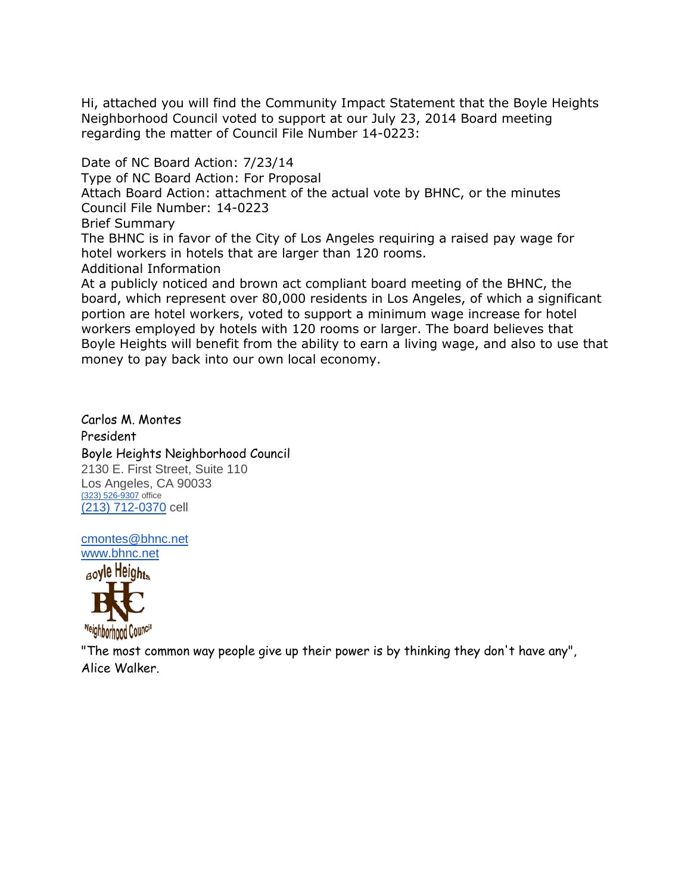Hi, attached you will find the Community Impact Statement that the Boyle Heights Neighborhood Council voted to support at our July 23, 2014 Board meeting regarding the matter of Council File Number 14-0223:

Date of NC Board Action: 7/23/14
Type of NC Board Action: For Proposal
Attach Board Action: attachment of the actual vote by BHNC, or the minutes
Council File Number: 14-0223
Brief Summary
The BHNC is in favor of the City of Los Angeles requiring a raised pay wage for hotel workers in hotels that are larger than 120 rooms.
Additional Information
At a publicly noticed and brown act compliant board meeting of the BHNC, the board, which represent over 80,000 residents in Los Angeles, of which a significant portion are hotel workers, voted to support a minimum wage increase for hotel workers employed by hotels with 120 rooms or larger. The board believes that Boyle Heights will benefit from the ability to earn a living wage, and also to use that money to pay back into our own local economy.

Carlos M. Montes
President
Boyle Heights Neighborhood Council
2130 E. First Street, Suite 110
Los Angeles, CA 90033
(323) 526-9307 office
(213) 712-0370 cell

cmontes@bhnc.net
www.bhnc.net

"The most common way people give up their power is by thinking they don't have any", Alice Walker.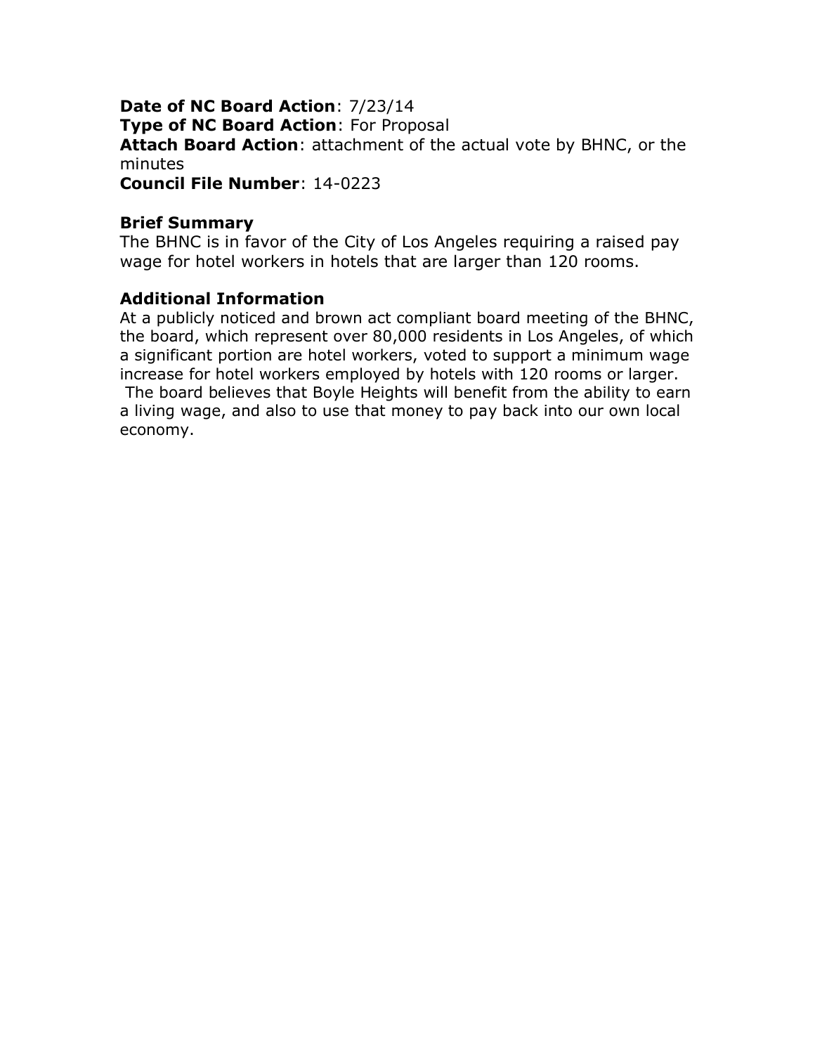**Date of NC Board Action**: 7/23/14
**Type of NC Board Action**: For Proposal
**Attach Board Action**: attachment of the actual vote by BHNC, or the minutes
**Council File Number**: 14-0223

### Brief Summary

The BHNC is in favor of the City of Los Angeles requiring a raised pay wage for hotel workers in hotels that are larger than 120 rooms.

### Additional Information

At a publicly noticed and brown act compliant board meeting of the BHNC, the board, which represent over 80,000 residents in Los Angeles, of which a significant portion are hotel workers, voted to support a minimum wage increase for hotel workers employed by hotels with 120 rooms or larger. The board believes that Boyle Heights will benefit from the ability to earn a living wage, and also to use that money to pay back into our own local economy.